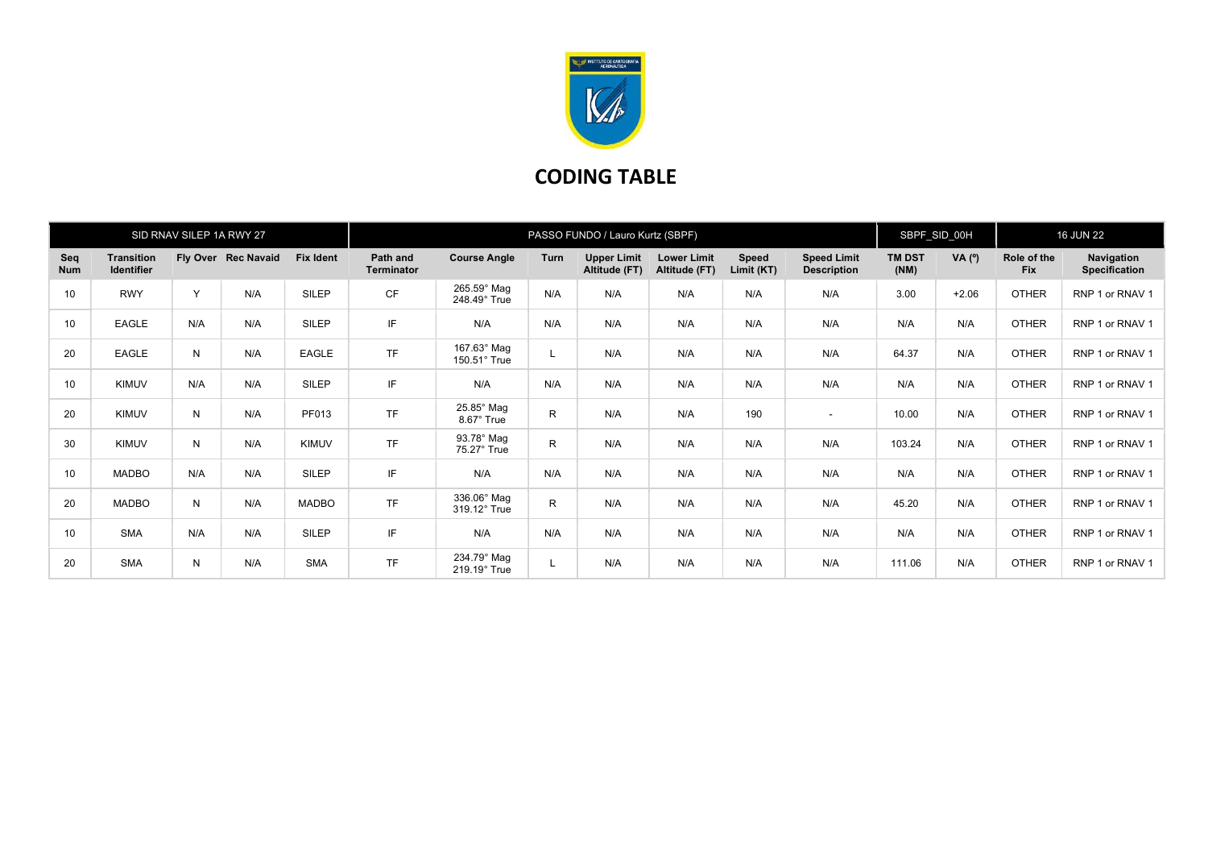# CODING TABLE

| SID RNAV SILEP 1A RWY 27 | | | | | PASSO FUNDO / Lauro Kurtz (SBPF) | | | | | | | SBPF_SID_00H | | 16 JUN 22 | |
|---|---|---|---|---|---|---|---|---|---|---|---|---|---|---|---|
| Seq Num | Transition Identifier | Fly Over | Rec Navaid | Fix Ident | Path and Terminator | Course Angle | Turn | Upper Limit Altitude (FT) | Lower Limit Altitude (FT) | Speed Limit (KT) | Speed Limit Description | TM DST (NM) | VA (º) | Role of the Fix | Navigation Specification |
| 10 | RWY | Y | N/A | SILEP | CF | 265.59° Mag 248.49° True | N/A | N/A | N/A | N/A | N/A | 3.00 | +2.06 | OTHER | RNP 1 or RNAV 1 |
| 10 | EAGLE | N/A | N/A | SILEP | IF | N/A | N/A | N/A | N/A | N/A | N/A | N/A | N/A | OTHER | RNP 1 or RNAV 1 |
| 20 | EAGLE | N | N/A | EAGLE | TF | 167.63° Mag 150.51° True | L | N/A | N/A | N/A | N/A | 64.37 | N/A | OTHER | RNP 1 or RNAV 1 |
| 10 | KIMUV | N/A | N/A | SILEP | IF | N/A | N/A | N/A | N/A | N/A | N/A | N/A | N/A | OTHER | RNP 1 or RNAV 1 |
| 20 | KIMUV | N | N/A | PF013 | TF | 25.85° Mag 8.67° True | R | N/A | N/A | 190 | - | 10.00 | N/A | OTHER | RNP 1 or RNAV 1 |
| 30 | KIMUV | N | N/A | KIMUV | TF | 93.78° Mag 75.27° True | R | N/A | N/A | N/A | N/A | 103.24 | N/A | OTHER | RNP 1 or RNAV 1 |
| 10 | MADBO | N/A | N/A | SILEP | IF | N/A | N/A | N/A | N/A | N/A | N/A | N/A | N/A | OTHER | RNP 1 or RNAV 1 |
| 20 | MADBO | N | N/A | MADBO | TF | 336.06° Mag 319.12° True | R | N/A | N/A | N/A | N/A | 45.20 | N/A | OTHER | RNP 1 or RNAV 1 |
| 10 | SMA | N/A | N/A | SILEP | IF | N/A | N/A | N/A | N/A | N/A | N/A | N/A | N/A | OTHER | RNP 1 or RNAV 1 |
| 20 | SMA | N | N/A | SMA | TF | 234.79° Mag 219.19° True | L | N/A | N/A | N/A | N/A | 111.06 | N/A | OTHER | RNP 1 or RNAV 1 |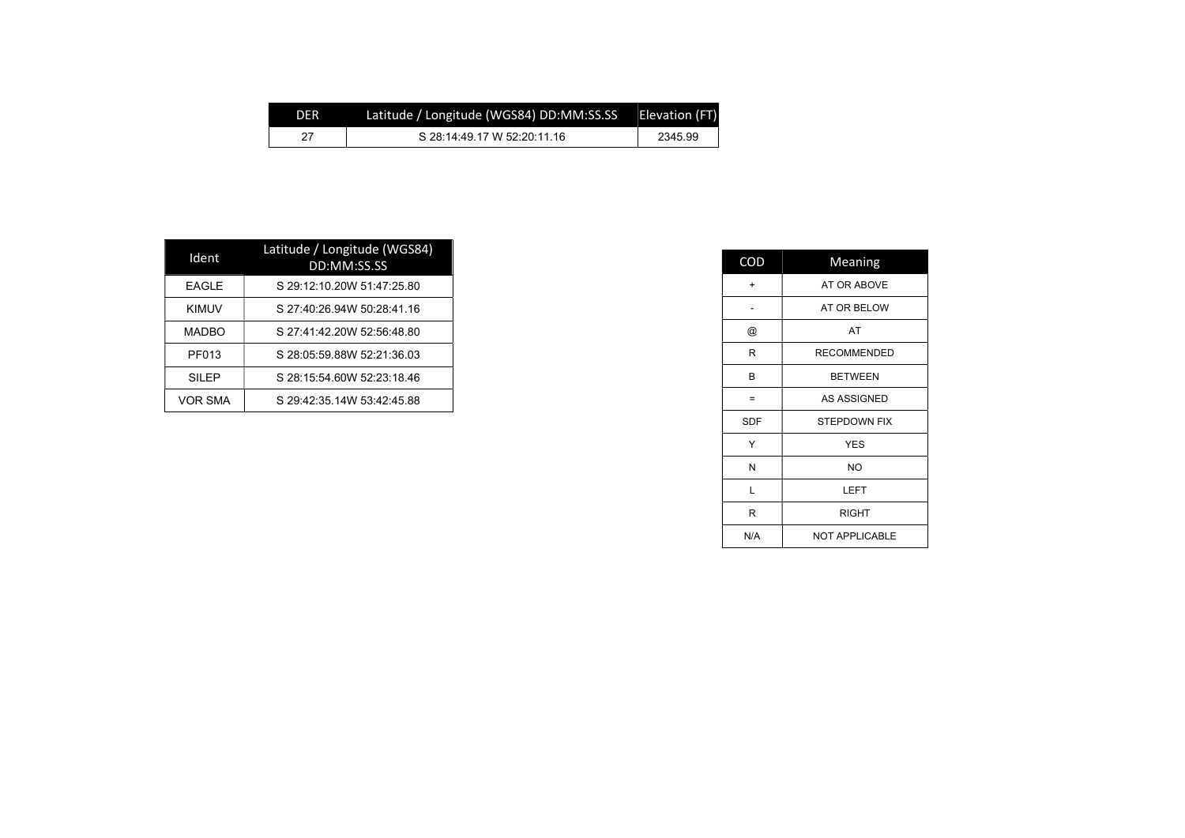| DER | Latitude / Longitude (WGS84) DD:MM:SS.SS | Elevation (FT) |
|---|---|---|
| 27 | S 28:14:49.17 W 52:20:11.16 | 2345.99 |

| Ident | Latitude / Longitude (WGS84) DD:MM:SS.SS |
|---|---|
| EAGLE | S 29:12:10.20W 51:47:25.80 |
| KIMUV | S 27:40:26.94W 50:28:41.16 |
| MADBO | S 27:41:42.20W 52:56:48.80 |
| PF013 | S 28:05:59.88W 52:21:36.03 |
| SILEP | S 28:15:54.60W 52:23:18.46 |
| VOR SMA | S 29:42:35.14W 53:42:45.88 |

| COD | Meaning |
|---|---|
| + | AT OR ABOVE |
| - | AT OR BELOW |
| @ | AT |
| R | RECOMMENDED |
| B | BETWEEN |
| = | AS ASSIGNED |
| SDF | STEPDOWN FIX |
| Y | YES |
| N | NO |
| L | LEFT |
| R | RIGHT |
| N/A | NOT APPLICABLE |